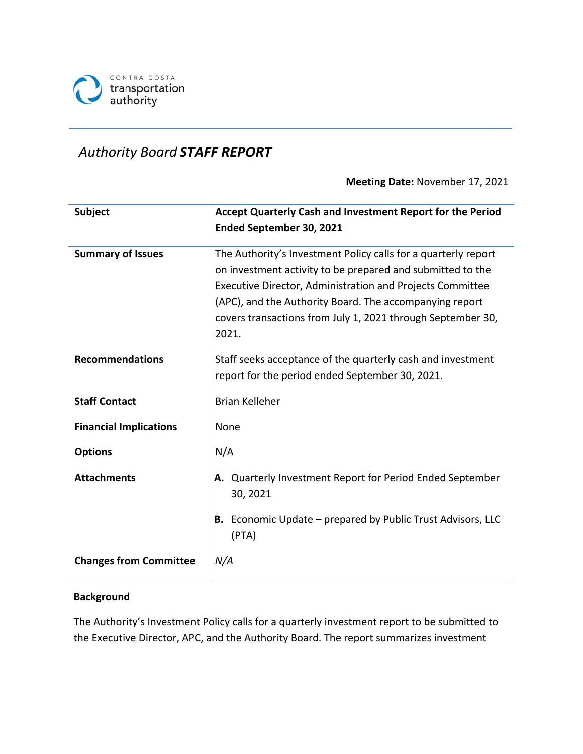CONTRA COSTA
transportation
authority

# *Authority Board* ***STAFF REPORT***

**Meeting Date:** November 17, 2021

| | |
|---|---|
| **Subject** | **Accept Quarterly Cash and Investment Report for the Period Ended September 30, 2021** |
| **Summary of Issues** | The Authority's Investment Policy calls for a quarterly report on investment activity to be prepared and submitted to the Executive Director, Administration and Projects Committee (APC), and the Authority Board. The accompanying report covers transactions from July 1, 2021 through September 30, 2021. |
| **Recommendations** | Staff seeks acceptance of the quarterly cash and investment report for the period ended September 30, 2021. |
| **Staff Contact** | Brian Kelleher |
| **Financial Implications** | None |
| **Options** | N/A |
| **Attachments** | **A.** Quarterly Investment Report for Period Ended September 30, 2021<br><br>**B.** Economic Update – prepared by Public Trust Advisors, LLC (PTA) |
| **Changes from Committee** | *N/A* |

**Background**

The Authority's Investment Policy calls for a quarterly investment report to be submitted to the Executive Director, APC, and the Authority Board. The report summarizes investment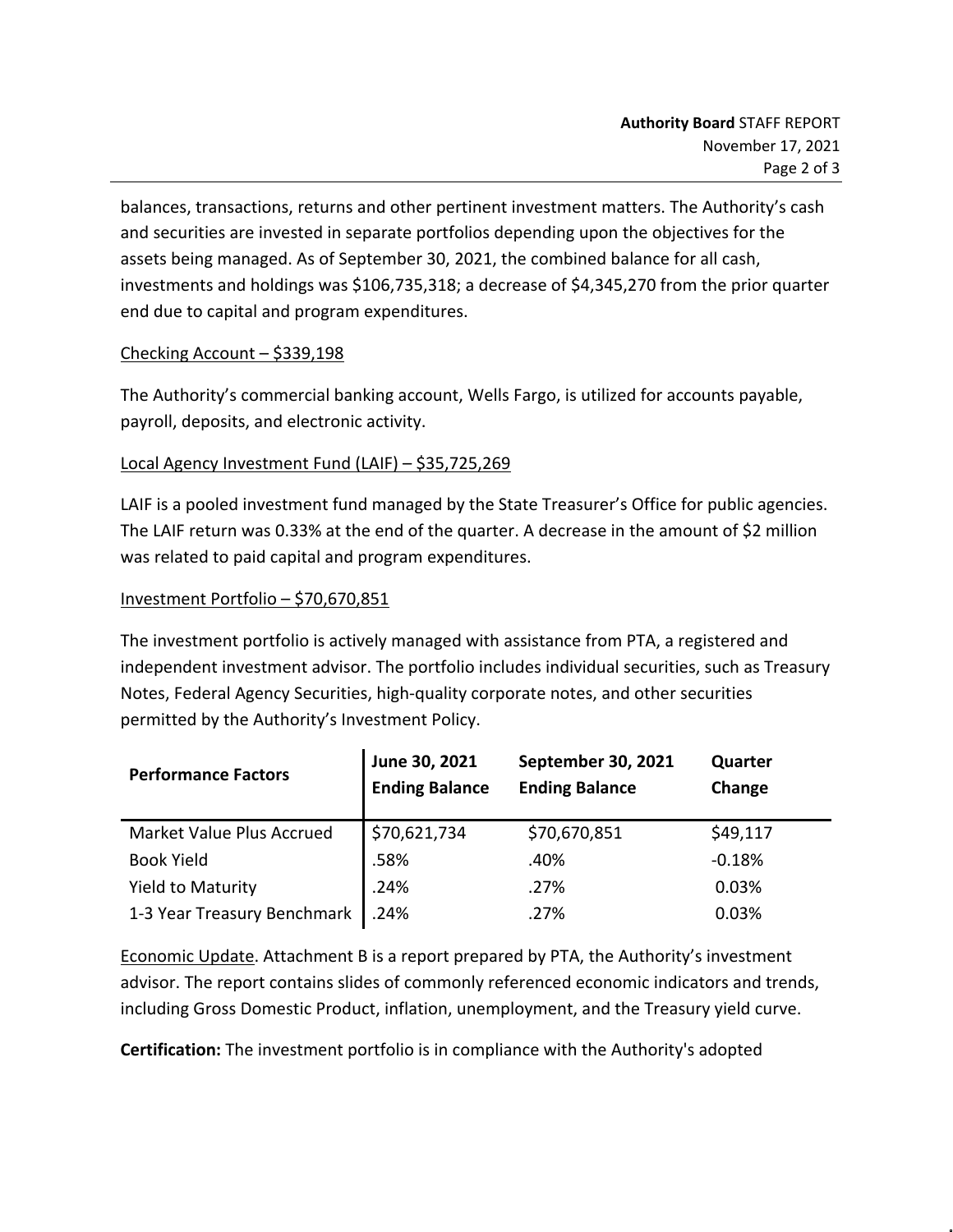balances, transactions, returns and other pertinent investment matters. The Authority's cash and securities are invested in separate portfolios depending upon the objectives for the assets being managed. As of September 30, 2021, the combined balance for all cash, investments and holdings was $106,735,318; a decrease of $4,345,270 from the prior quarter end due to capital and program expenditures.

Checking Account – $339,198

The Authority's commercial banking account, Wells Fargo, is utilized for accounts payable, payroll, deposits, and electronic activity.

Local Agency Investment Fund (LAIF) – $35,725,269

LAIF is a pooled investment fund managed by the State Treasurer's Office for public agencies. The LAIF return was 0.33% at the end of the quarter. A decrease in the amount of $2 million was related to paid capital and program expenditures.

Investment Portfolio – $70,670,851

The investment portfolio is actively managed with assistance from PTA, a registered and independent investment advisor. The portfolio includes individual securities, such as Treasury Notes, Federal Agency Securities, high-quality corporate notes, and other securities permitted by the Authority's Investment Policy.

| Performance Factors | June 30, 2021 Ending Balance | September 30, 2021 Ending Balance | Quarter Change |
|---|---|---|---|
| Market Value Plus Accrued | $70,621,734 | $70,670,851 | $49,117 |
| Book Yield | .58% | .40% | -0.18% |
| Yield to Maturity | .24% | .27% | 0.03% |
| 1-3 Year Treasury Benchmark | .24% | .27% | 0.03% |

Economic Update. Attachment B is a report prepared by PTA, the Authority's investment advisor. The report contains slides of commonly referenced economic indicators and trends, including Gross Domestic Product, inflation, unemployment, and the Treasury yield curve.

**Certification:** The investment portfolio is in compliance with the Authority's adopted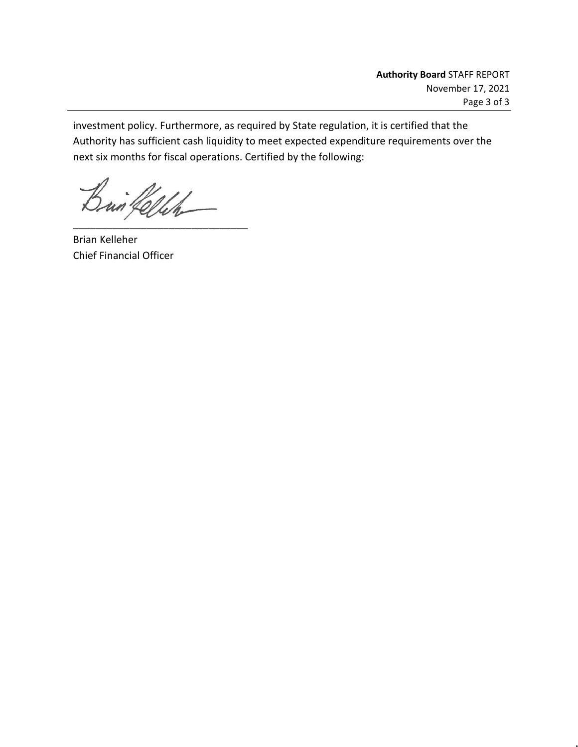investment policy. Furthermore, as required by State regulation, it is certified that the Authority has sufficient cash liquidity to meet expected expenditure requirements over the next six months for fiscal operations. Certified by the following:

\_\_\_\_\_\_\_\_\_\_\_\_\_\_\_\_\_\_\_\_\_\_\_\_\_\_\_\_\_\_\_\_

Brian Kelleher
Chief Financial Officer